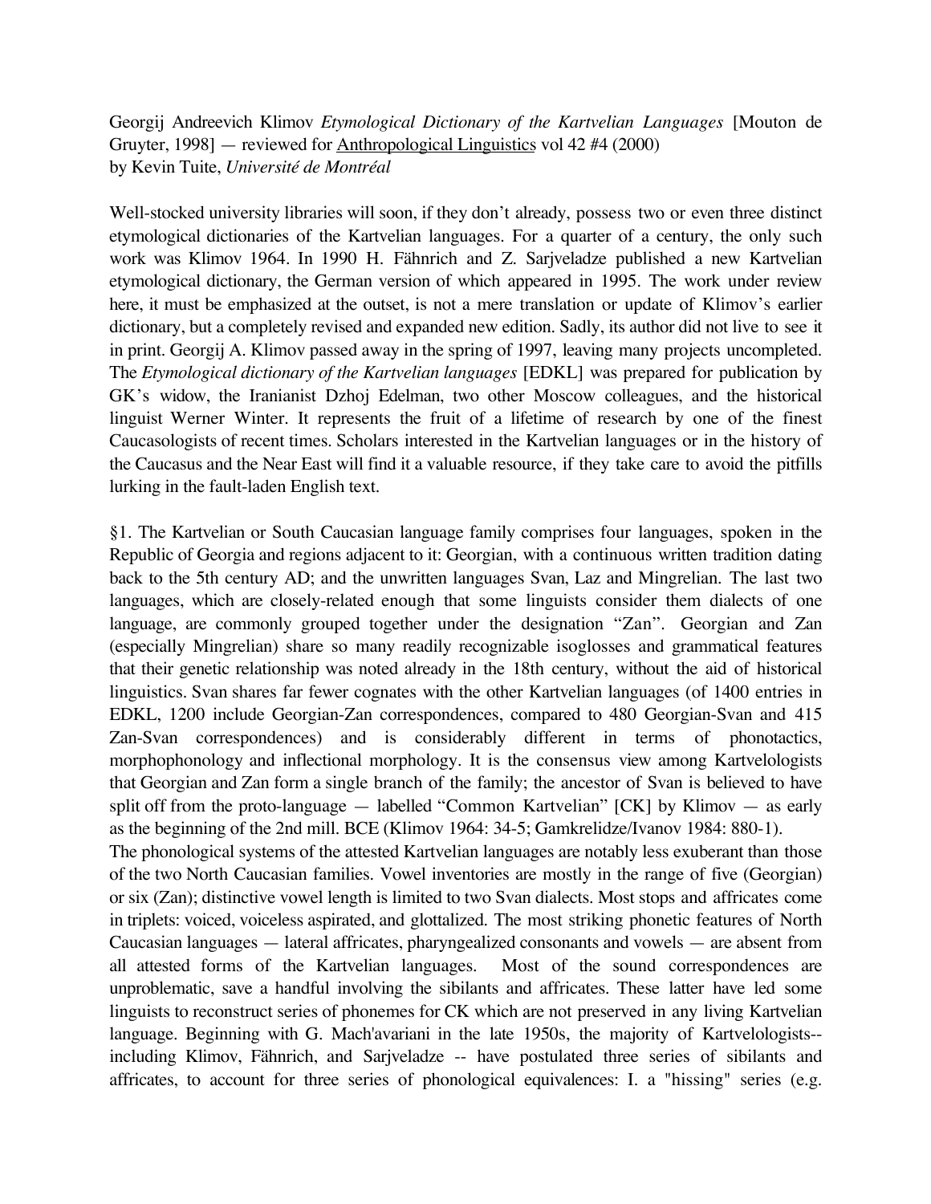Georgij Andreevich Klimov *Etymological Dictionary of the Kartvelian Languages* [Mouton de Gruyter, 1998] — reviewed for Anthropological Linguistics vol 42 #4 (2000)
by Kevin Tuite, *Université de Montréal*

Well-stocked university libraries will soon, if they don't already, possess two or even three distinct etymological dictionaries of the Kartvelian languages. For a quarter of a century, the only such work was Klimov 1964. In 1990 H. Fähnrich and Z. Sarjveladze published a new Kartvelian etymological dictionary, the German version of which appeared in 1995. The work under review here, it must be emphasized at the outset, is not a mere translation or update of Klimov's earlier dictionary, but a completely revised and expanded new edition. Sadly, its author did not live to see it in print. Georgij A. Klimov passed away in the spring of 1997, leaving many projects uncompleted. The *Etymological dictionary of the Kartvelian languages* [EDKL] was prepared for publication by GK's widow, the Iranianist Dzhoj Edelman, two other Moscow colleagues, and the historical linguist Werner Winter. It represents the fruit of a lifetime of research by one of the finest Caucasologists of recent times. Scholars interested in the Kartvelian languages or in the history of the Caucasus and the Near East will find it a valuable resource, if they take care to avoid the pitfills lurking in the fault-laden English text.

§1. The Kartvelian or South Caucasian language family comprises four languages, spoken in the Republic of Georgia and regions adjacent to it: Georgian, with a continuous written tradition dating back to the 5th century AD; and the unwritten languages Svan, Laz and Mingrelian. The last two languages, which are closely-related enough that some linguists consider them dialects of one language, are commonly grouped together under the designation "Zan". Georgian and Zan (especially Mingrelian) share so many readily recognizable isoglosses and grammatical features that their genetic relationship was noted already in the 18th century, without the aid of historical linguistics. Svan shares far fewer cognates with the other Kartvelian languages (of 1400 entries in EDKL, 1200 include Georgian-Zan correspondences, compared to 480 Georgian-Svan and 415 Zan-Svan correspondences) and is considerably different in terms of phonotactics, morphophonology and inflectional morphology. It is the consensus view among Kartvelologists that Georgian and Zan form a single branch of the family; the ancestor of Svan is believed to have split off from the proto-language — labelled "Common Kartvelian" [CK] by Klimov — as early as the beginning of the 2nd mill. BCE (Klimov 1964: 34-5; Gamkrelidze/Ivanov 1984: 880-1).
The phonological systems of the attested Kartvelian languages are notably less exuberant than those of the two North Caucasian families. Vowel inventories are mostly in the range of five (Georgian) or six (Zan); distinctive vowel length is limited to two Svan dialects. Most stops and affricates come in triplets: voiced, voiceless aspirated, and glottalized. The most striking phonetic features of North Caucasian languages — lateral affricates, pharyngealized consonants and vowels — are absent from all attested forms of the Kartvelian languages. Most of the sound correspondences are unproblematic, save a handful involving the sibilants and affricates. These latter have led some linguists to reconstruct series of phonemes for CK which are not preserved in any living Kartvelian language. Beginning with G. Mach'avariani in the late 1950s, the majority of Kartvelologists-- including Klimov, Fähnrich, and Sarjveladze -- have postulated three series of sibilants and affricates, to account for three series of phonological equivalences: I. a "hissing" series (e.g.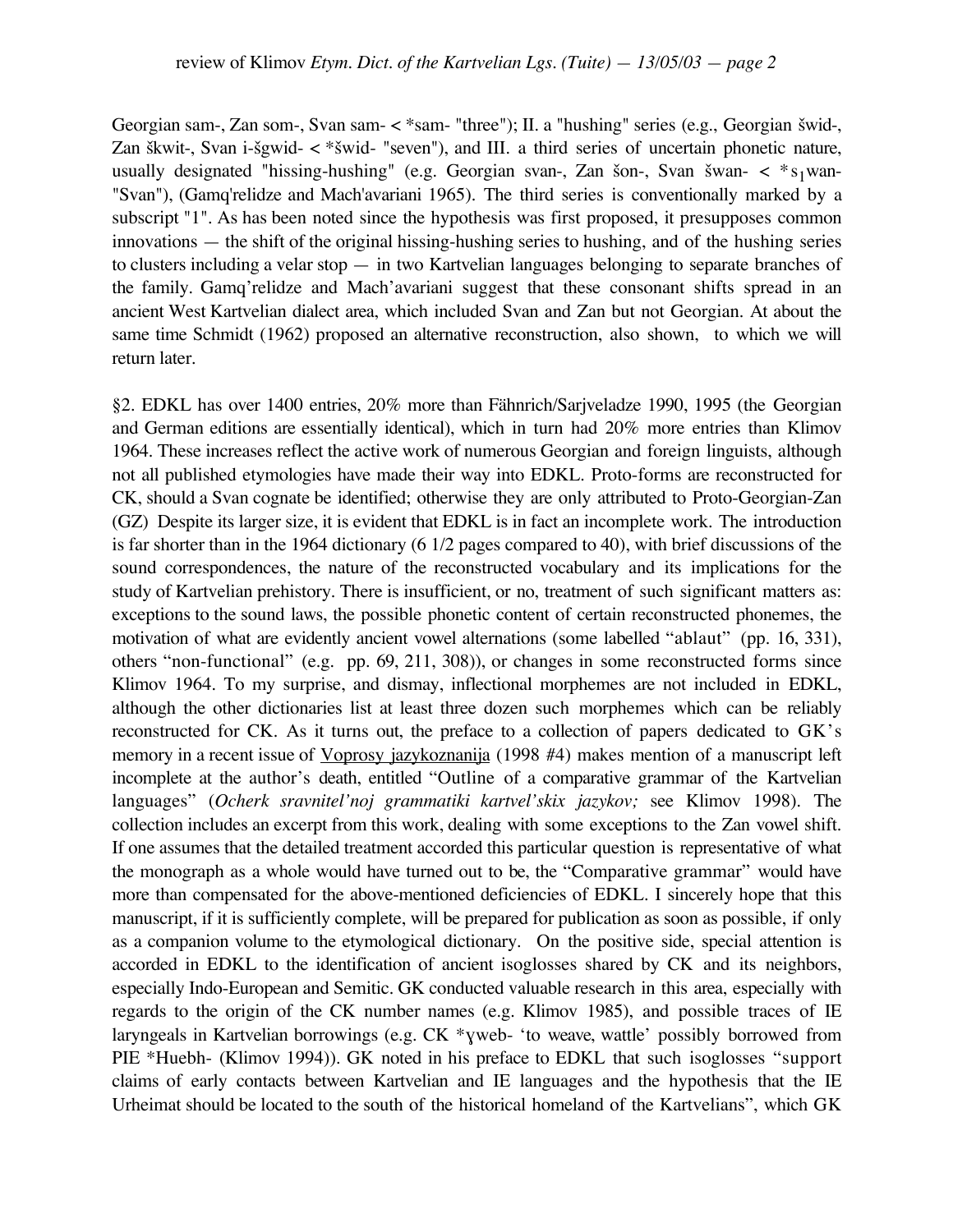Georgian sam-, Zan som-, Svan sam- < *sam- "three"); II. a "hushing" series (e.g., Georgian šwid-, Zan škwit-, Svan i-šgwid- < *šwid- "seven"), and III. a third series of uncertain phonetic nature, usually designated "hissing-hushing" (e.g. Georgian svan-, Zan šon-, Svan šwan- < *$s_1$wan- "Svan"), (Gamq'relidze and Mach'avariani 1965). The third series is conventionally marked by a subscript "1". As has been noted since the hypothesis was first proposed, it presupposes common innovations — the shift of the original hissing-hushing series to hushing, and of the hushing series to clusters including a velar stop — in two Kartvelian languages belonging to separate branches of the family. Gamq'relidze and Mach'avariani suggest that these consonant shifts spread in an ancient West Kartvelian dialect area, which included Svan and Zan but not Georgian. At about the same time Schmidt (1962) proposed an alternative reconstruction, also shown, to which we will return later.

§2. EDKL has over 1400 entries, 20% more than Fähnrich/Sarjveladze 1990, 1995 (the Georgian and German editions are essentially identical), which in turn had 20% more entries than Klimov 1964. These increases reflect the active work of numerous Georgian and foreign linguists, although not all published etymologies have made their way into EDKL. Proto-forms are reconstructed for CK, should a Svan cognate be identified; otherwise they are only attributed to Proto-Georgian-Zan (GZ) Despite its larger size, it is evident that EDKL is in fact an incomplete work. The introduction is far shorter than in the 1964 dictionary (6 1/2 pages compared to 40), with brief discussions of the sound correspondences, the nature of the reconstructed vocabulary and its implications for the study of Kartvelian prehistory. There is insufficient, or no, treatment of such significant matters as: exceptions to the sound laws, the possible phonetic content of certain reconstructed phonemes, the motivation of what are evidently ancient vowel alternations (some labelled "ablaut" (pp. 16, 331), others "non-functional" (e.g. pp. 69, 211, 308)), or changes in some reconstructed forms since Klimov 1964. To my surprise, and dismay, inflectional morphemes are not included in EDKL, although the other dictionaries list at least three dozen such morphemes which can be reliably reconstructed for CK. As it turns out, the preface to a collection of papers dedicated to GK's memory in a recent issue of Voprosy jazykoznanija (1998 #4) makes mention of a manuscript left incomplete at the author's death, entitled "Outline of a comparative grammar of the Kartvelian languages" (*Ocherk sravnitel'noj grammatiki kartvel'skix jazykov;* see Klimov 1998). The collection includes an excerpt from this work, dealing with some exceptions to the Zan vowel shift. If one assumes that the detailed treatment accorded this particular question is representative of what the monograph as a whole would have turned out to be, the "Comparative grammar" would have more than compensated for the above-mentioned deficiencies of EDKL. I sincerely hope that this manuscript, if it is sufficiently complete, will be prepared for publication as soon as possible, if only as a companion volume to the etymological dictionary. On the positive side, special attention is accorded in EDKL to the identification of ancient isoglosses shared by CK and its neighbors, especially Indo-European and Semitic. GK conducted valuable research in this area, especially with regards to the origin of the CK number names (e.g. Klimov 1985), and possible traces of IE laryngeals in Kartvelian borrowings (e.g. CK *ɣweb- 'to weave, wattle' possibly borrowed from PIE *Huebh- (Klimov 1994)). GK noted in his preface to EDKL that such isoglosses "support claims of early contacts between Kartvelian and IE languages and the hypothesis that the IE Urheimat should be located to the south of the historical homeland of the Kartvelians", which GK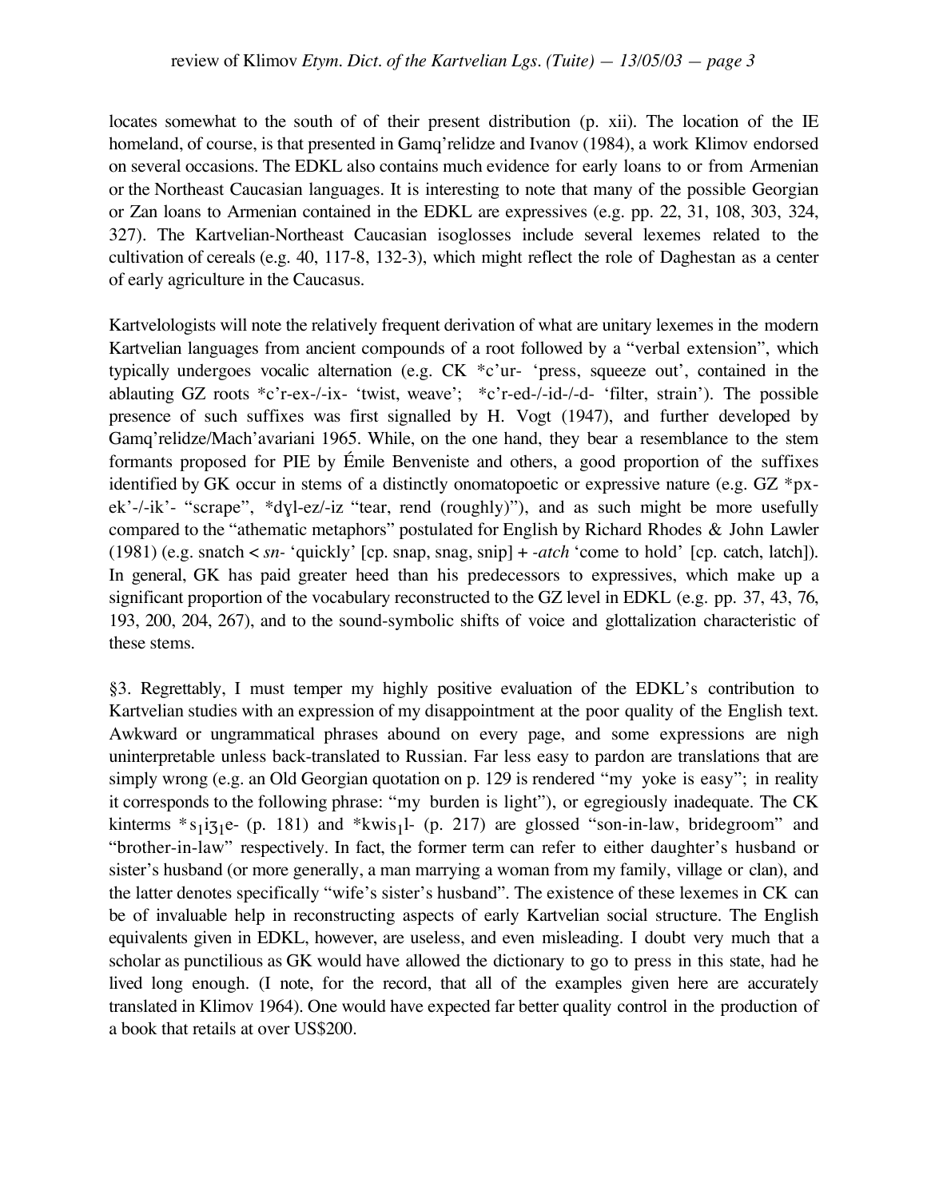locates somewhat to the south of of their present distribution (p. xii). The location of the IE homeland, of course, is that presented in Gamq'relidze and Ivanov (1984), a work Klimov endorsed on several occasions. The EDKL also contains much evidence for early loans to or from Armenian or the Northeast Caucasian languages. It is interesting to note that many of the possible Georgian or Zan loans to Armenian contained in the EDKL are expressives (e.g. pp. 22, 31, 108, 303, 324, 327). The Kartvelian-Northeast Caucasian isoglosses include several lexemes related to the cultivation of cereals (e.g. 40, 117-8, 132-3), which might reflect the role of Daghestan as a center of early agriculture in the Caucasus.

Kartvelologists will note the relatively frequent derivation of what are unitary lexemes in the modern Kartvelian languages from ancient compounds of a root followed by a "verbal extension", which typically undergoes vocalic alternation (e.g. CK *c'ur- 'press, squeeze out', contained in the ablauting GZ roots *c'r-ex-/-ix- 'twist, weave'; *c'r-ed-/-id-/-d- 'filter, strain'). The possible presence of such suffixes was first signalled by H. Vogt (1947), and further developed by Gamq'relidze/Mach'avariani 1965. While, on the one hand, they bear a resemblance to the stem formants proposed for PIE by Émile Benveniste and others, a good proportion of the suffixes identified by GK occur in stems of a distinctly onomatopoetic or expressive nature (e.g. GZ *px-ek'-/-ik'- "scrape", *dɣl-ez/-iz "tear, rend (roughly)"), and as such might be more usefully compared to the "athematic metaphors" postulated for English by Richard Rhodes & John Lawler (1981) (e.g. snatch < *sn-* 'quickly' [cp. snap, snag, snip] + *-atch* 'come to hold' [cp. catch, latch]). In general, GK has paid greater heed than his predecessors to expressives, which make up a significant proportion of the vocabulary reconstructed to the GZ level in EDKL (e.g. pp. 37, 43, 76, 193, 200, 204, 267), and to the sound-symbolic shifts of voice and glottalization characteristic of these stems.

§3. Regrettably, I must temper my highly positive evaluation of the EDKL's contribution to Kartvelian studies with an expression of my disappointment at the poor quality of the English text. Awkward or ungrammatical phrases abound on every page, and some expressions are nigh uninterpretable unless back-translated to Russian. Far less easy to pardon are translations that are simply wrong (e.g. an Old Georgian quotation on p. 129 is rendered "my yoke is easy"; in reality it corresponds to the following phrase: "my burden is light"), or egregiously inadequate. The CK kinterms *$s_1 i ʒ_1$e- (p. 181) and *kwi$s_1$l- (p. 217) are glossed "son-in-law, bridegroom" and "brother-in-law" respectively. In fact, the former term can refer to either daughter's husband or sister's husband (or more generally, a man marrying a woman from my family, village or clan), and the latter denotes specifically "wife's sister's husband". The existence of these lexemes in CK can be of invaluable help in reconstructing aspects of early Kartvelian social structure. The English equivalents given in EDKL, however, are useless, and even misleading. I doubt very much that a scholar as punctilious as GK would have allowed the dictionary to go to press in this state, had he lived long enough. (I note, for the record, that all of the examples given here are accurately translated in Klimov 1964). One would have expected far better quality control in the production of a book that retails at over US$200.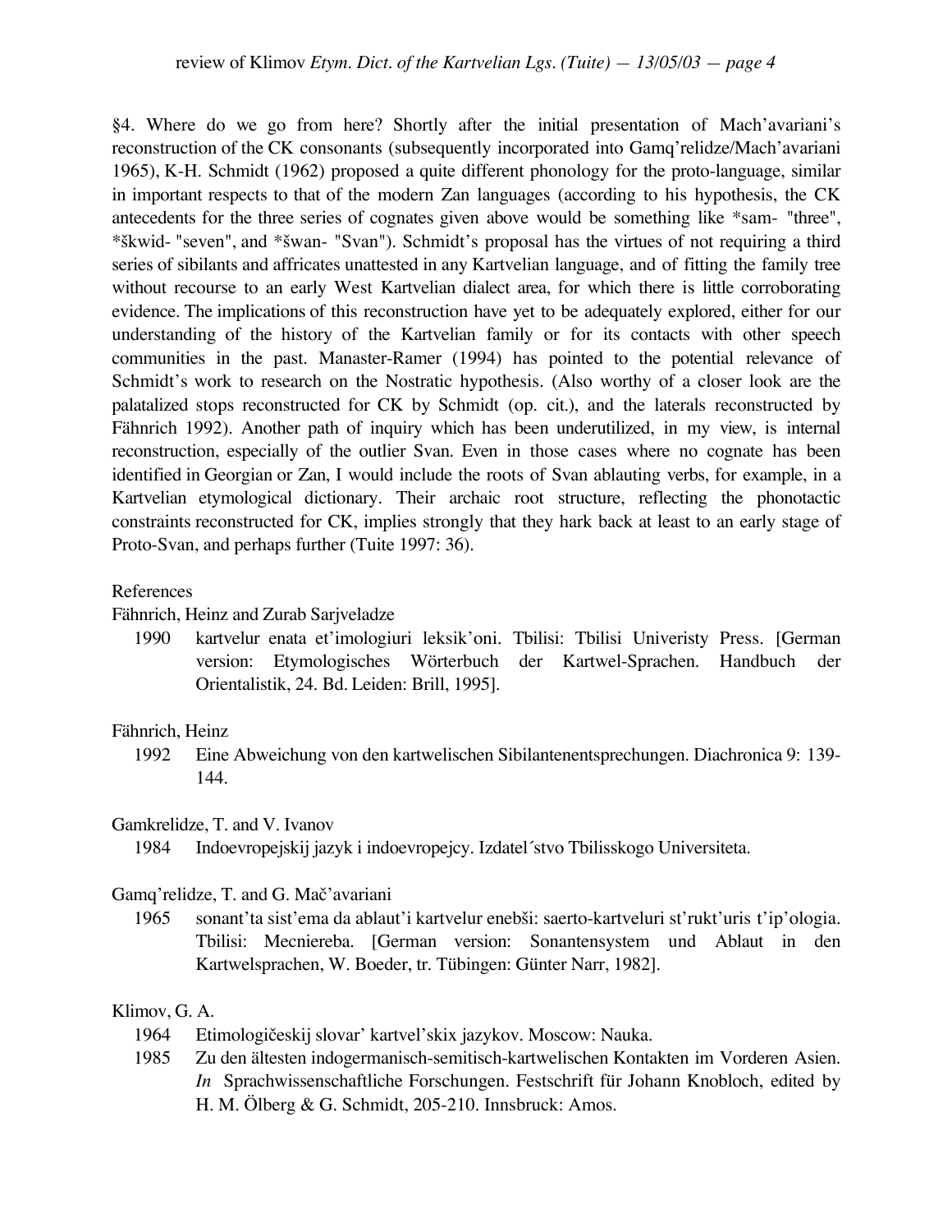§4. Where do we go from here? Shortly after the initial presentation of Mach'avariani's reconstruction of the CK consonants (subsequently incorporated into Gamq'relidze/Mach'avariani 1965), K-H. Schmidt (1962) proposed a quite different phonology for the proto-language, similar in important respects to that of the modern Zan languages (according to his hypothesis, the CK antecedents for the three series of cognates given above would be something like *sam- "three", *škwid- "seven", and *šwan- "Svan"). Schmidt's proposal has the virtues of not requiring a third series of sibilants and affricates unattested in any Kartvelian language, and of fitting the family tree without recourse to an early West Kartvelian dialect area, for which there is little corroborating evidence. The implications of this reconstruction have yet to be adequately explored, either for our understanding of the history of the Kartvelian family or for its contacts with other speech communities in the past. Manaster-Ramer (1994) has pointed to the potential relevance of Schmidt's work to research on the Nostratic hypothesis. (Also worthy of a closer look are the palatalized stops reconstructed for CK by Schmidt (op. cit.), and the laterals reconstructed by Fähnrich 1992). Another path of inquiry which has been underutilized, in my view, is internal reconstruction, especially of the outlier Svan. Even in those cases where no cognate has been identified in Georgian or Zan, I would include the roots of Svan ablauting verbs, for example, in a Kartvelian etymological dictionary. Their archaic root structure, reflecting the phonotactic constraints reconstructed for CK, implies strongly that they hark back at least to an early stage of Proto-Svan, and perhaps further (Tuite 1997: 36).

References

Fähnrich, Heinz and Zurab Sarjveladze

1990 kartvelur enata et'imologiuri leksik'oni. Tbilisi: Tbilisi Univeristy Press. [German version: Etymologisches Wörterbuch der Kartwel-Sprachen. Handbuch der Orientalistik, 24. Bd. Leiden: Brill, 1995].

Fähnrich, Heinz

1992 Eine Abweichung von den kartwelischen Sibilantenentsprechungen. Diachronica 9: 139-144.

Gamkrelidze, T. and V. Ivanov

1984 Indoevropejskij jazyk i indoevropejcy. Izdatel´stvo Tbilisskogo Universiteta.

Gamq'relidze, T. and G. Mač'avariani

1965 sonant'ta sist'ema da ablaut'i kartvelur enebši: saerto-kartveluri st'rukt'uris t'ip'ologia. Tbilisi: Mecniereba. [German version: Sonantensystem und Ablaut in den Kartwelsprachen, W. Boeder, tr. Tübingen: Günter Narr, 1982].

Klimov, G. A.

1964 Etimologičeskij slovar' kartvel'skix jazykov. Moscow: Nauka.

1985 Zu den ältesten indogermanisch-semitisch-kartwelischen Kontakten im Vorderen Asien. *In* Sprachwissenschaftliche Forschungen. Festschrift für Johann Knobloch, edited by H. M. Ölberg & G. Schmidt, 205-210. Innsbruck: Amos.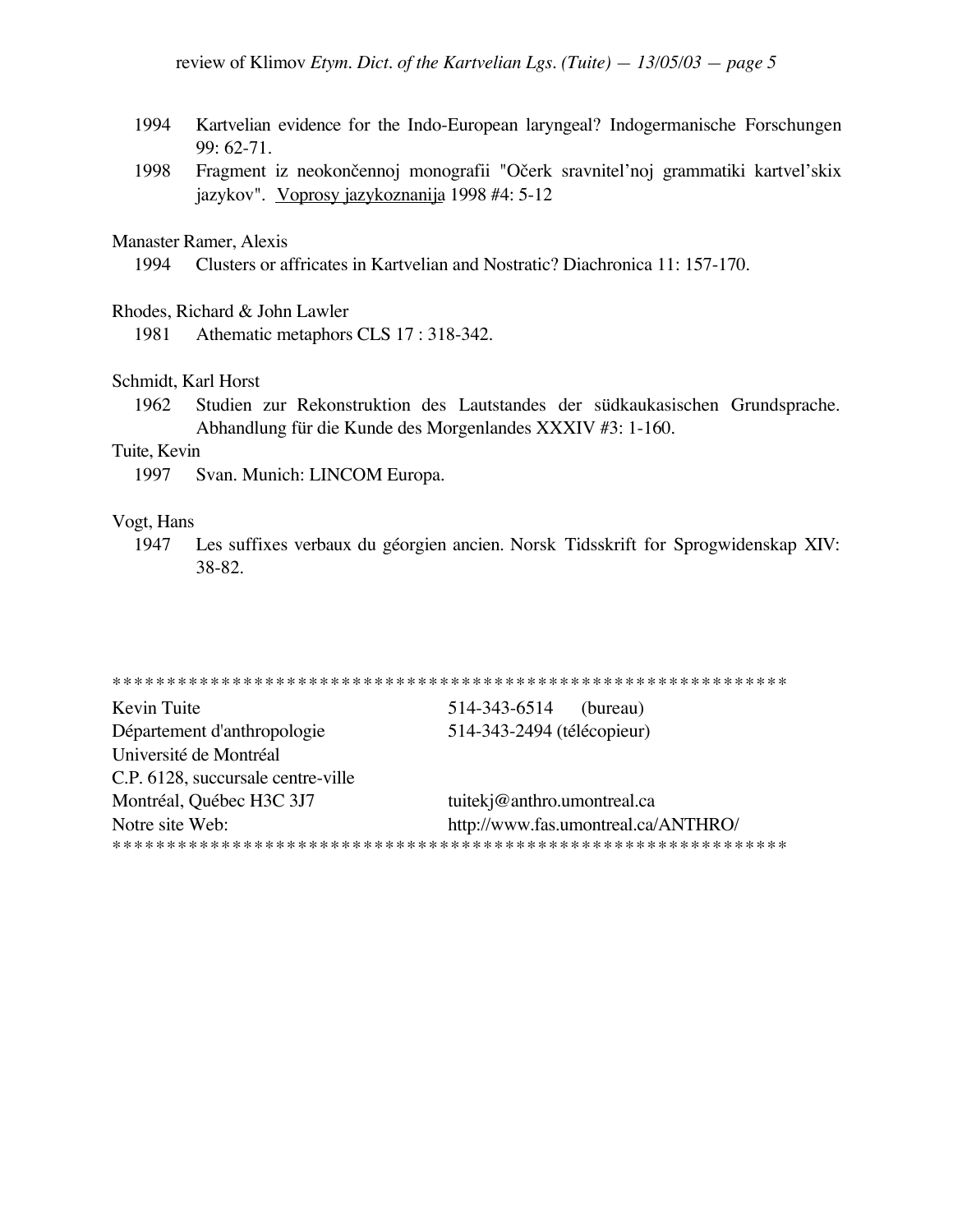1994 Kartvelian evidence for the Indo-European laryngeal? Indogermanische Forschungen 99: 62-71.

1998 Fragment iz neokončennoj monografii "Očerk sravnitel'noj grammatiki kartvel'skix jazykov". Voprosy jazykoznanija 1998 #4: 5-12

Manaster Ramer, Alexis

1994 Clusters or affricates in Kartvelian and Nostratic? Diachronica 11: 157-170.

Rhodes, Richard & John Lawler

1981 Athematic metaphors CLS 17 : 318-342.

Schmidt, Karl Horst

1962 Studien zur Rekonstruktion des Lautstandes der südkaukasischen Grundsprache. Abhandlung für die Kunde des Morgenlandes XXXIV #3: 1-160.

Tuite, Kevin

1997 Svan. Munich: LINCOM Europa.

Vogt, Hans

1947 Les suffixes verbaux du géorgien ancien. Norsk Tidsskrift for Sprogwidenskap XIV: 38-82.

****************************************************************

| | |
|---|---|
| Kevin Tuite | 514-343-6514 (bureau) |
| Département d'anthropologie | 514-343-2494 (télécopieur) |
| Université de Montréal | |
| C.P. 6128, succursale centre-ville | |
| Montréal, Québec H3C 3J7 | tuitekj@anthro.umontreal.ca |
| Notre site Web: | http://www.fas.umontreal.ca/ANTHRO/ |

****************************************************************